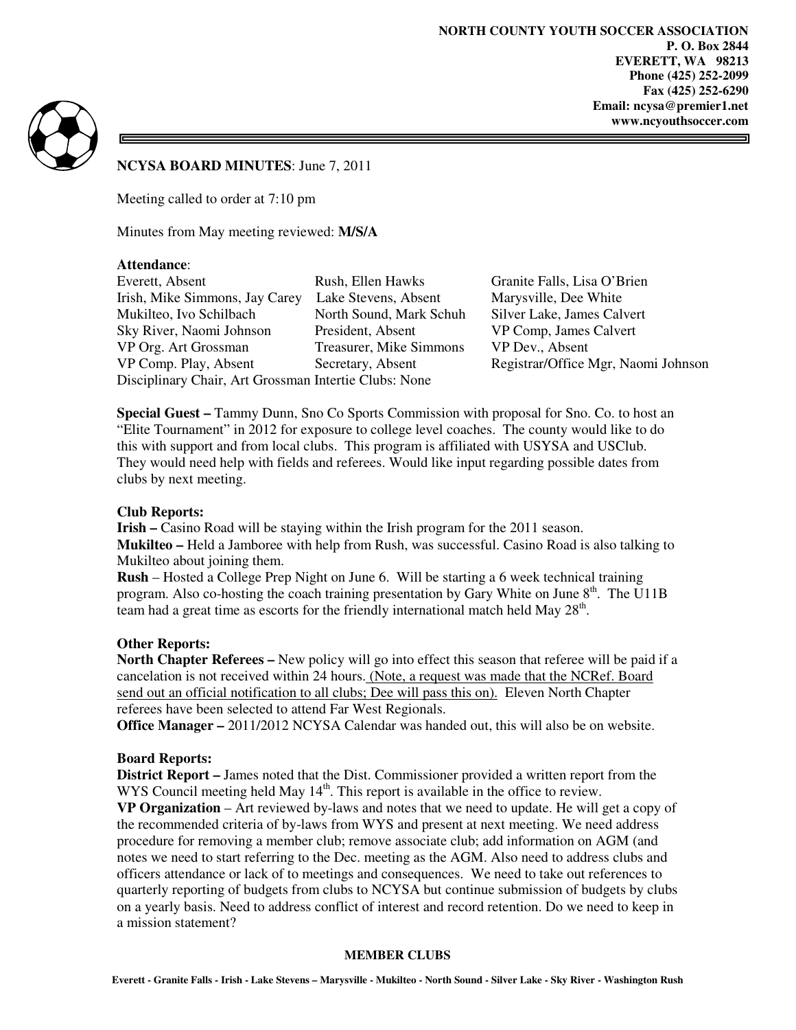**NORTH COUNTY YOUTH SOCCER ASSOCIATION**
**P. O. Box 2844**
**EVERETT, WA 98213**
**Phone (425) 252-2099**
**Fax (425) 252-6290**
**Email: ncysa@premier1.net**
**www.ncyouthsoccer.com**

**NCYSA BOARD MINUTES**: June 7, 2011

Meeting called to order at 7:10 pm

Minutes from May meeting reviewed: **M/S/A**

**Attendance**:

| | | |
|---|---|---|
| Everett, Absent | Rush, Ellen Hawks | Granite Falls, Lisa O'Brien |
| Irish, Mike Simmons, Jay Carey | Lake Stevens, Absent | Marysville, Dee White |
| Mukilteo, Ivo Schilbach | North Sound, Mark Schuh | Silver Lake, James Calvert |
| Sky River, Naomi Johnson | President, Absent | VP Comp, James Calvert |
| VP Org. Art Grossman | Treasurer, Mike Simmons | VP Dev., Absent |
| VP Comp. Play, Absent | Secretary, Absent | Registrar/Office Mgr, Naomi Johnson |
| Disciplinary Chair, Art Grossman | Intertie Clubs: None | |

**Special Guest –** Tammy Dunn, Sno Co Sports Commission with proposal for Sno. Co. to host an "Elite Tournament" in 2012 for exposure to college level coaches. The county would like to do this with support and from local clubs. This program is affiliated with USYSA and USClub. They would need help with fields and referees. Would like input regarding possible dates from clubs by next meeting.

**Club Reports:**

**Irish –** Casino Road will be staying within the Irish program for the 2011 season.

**Mukilteo –** Held a Jamboree with help from Rush, was successful. Casino Road is also talking to Mukilteo about joining them.

**Rush** – Hosted a College Prep Night on June 6. Will be starting a 6 week technical training program. Also co-hosting the coach training presentation by Gary White on June 8th. The U11B team had a great time as escorts for the friendly international match held May 28th.

**Other Reports:**

**North Chapter Referees –** New policy will go into effect this season that referee will be paid if a cancelation is not received within 24 hours. (Note, a request was made that the NCRef. Board send out an official notification to all clubs; Dee will pass this on). Eleven North Chapter referees have been selected to attend Far West Regionals.

**Office Manager –** 2011/2012 NCYSA Calendar was handed out, this will also be on website.

**Board Reports:**

**District Report –** James noted that the Dist. Commissioner provided a written report from the WYS Council meeting held May 14th. This report is available in the office to review.

**VP Organization** – Art reviewed by-laws and notes that we need to update. He will get a copy of the recommended criteria of by-laws from WYS and present at next meeting. We need address procedure for removing a member club; remove associate club; add information on AGM (and notes we need to start referring to the Dec. meeting as the AGM. Also need to address clubs and officers attendance or lack of to meetings and consequences. We need to take out references to quarterly reporting of budgets from clubs to NCYSA but continue submission of budgets by clubs on a yearly basis. Need to address conflict of interest and record retention. Do we need to keep in a mission statement?

**MEMBER CLUBS**

**Everett - Granite Falls - Irish - Lake Stevens – Marysville - Mukilteo - North Sound - Silver Lake - Sky River - Washington Rush**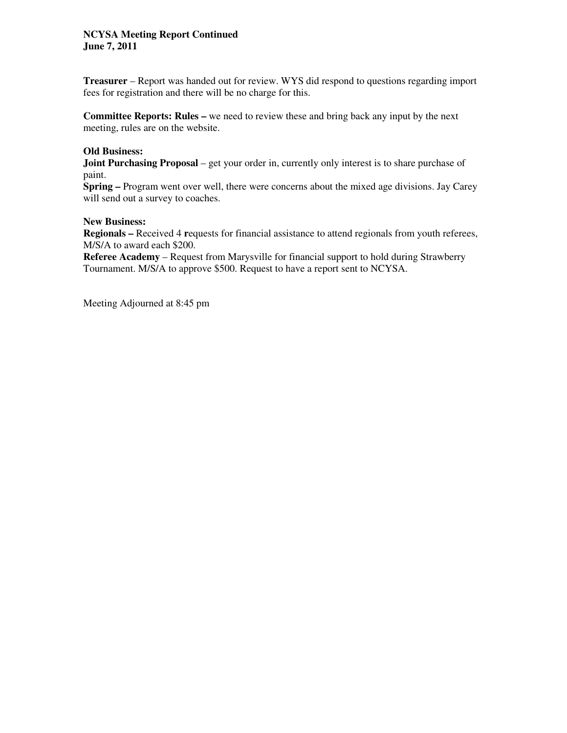**NCYSA Meeting Report Continued**
**June 7, 2011**

**Treasurer** – Report was handed out for review. WYS did respond to questions regarding import fees for registration and there will be no charge for this.

**Committee Reports: Rules –** we need to review these and bring back any input by the next meeting, rules are on the website.

**Old Business:**
**Joint Purchasing Proposal** – get your order in, currently only interest is to share purchase of paint.
**Spring –** Program went over well, there were concerns about the mixed age divisions. Jay Carey will send out a survey to coaches.

**New Business:**
**Regionals –** Received 4 **r**equests for financial assistance to attend regionals from youth referees, M/S/A to award each $200.
**Referee Academy** – Request from Marysville for financial support to hold during Strawberry Tournament. M/S/A to approve $500. Request to have a report sent to NCYSA.

Meeting Adjourned at 8:45 pm